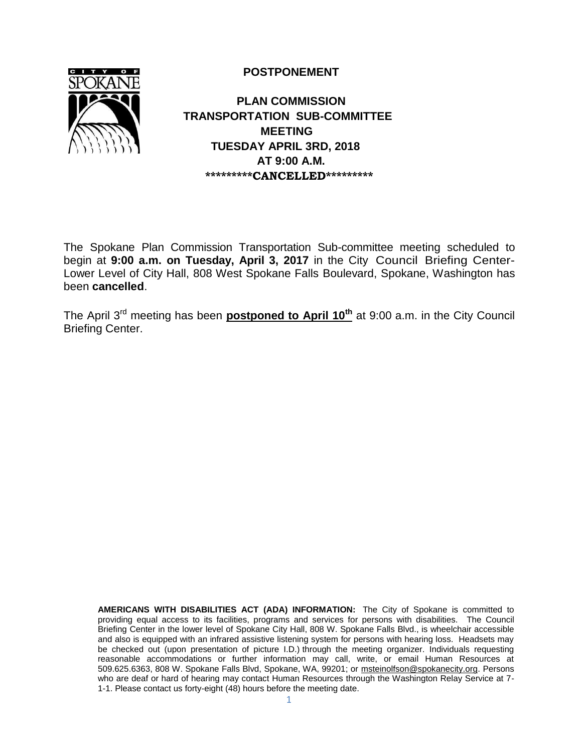# POSTPONEMENT

## PLAN COMMISSION TRANSPORTATION SUB-COMMITTEE MEETING TUESDAY APRIL 3RD, 2018 AT 9:00 A.M.

**\*\*\*\*\*\*\*\*\*CANCELLED\*\*\*\*\*\*\*\*\***

The Spokane Plan Commission Transportation Sub-committee meeting scheduled to begin at **9:00 a.m. on Tuesday, April 3, 2017** in the City Council Briefing Center-Lower Level of City Hall, 808 West Spokane Falls Boulevard, Spokane, Washington has been **cancelled**.

The April 3rd meeting has been **postponed to April 10th** at 9:00 a.m. in the City Council Briefing Center.

**AMERICANS WITH DISABILITIES ACT (ADA) INFORMATION:** The City of Spokane is committed to providing equal access to its facilities, programs and services for persons with disabilities. The Council Briefing Center in the lower level of Spokane City Hall, 808 W. Spokane Falls Blvd., is wheelchair accessible and also is equipped with an infrared assistive listening system for persons with hearing loss. Headsets may be checked out (upon presentation of picture I.D.) through the meeting organizer. Individuals requesting reasonable accommodations or further information may call, write, or email Human Resources at 509.625.6363, 808 W. Spokane Falls Blvd, Spokane, WA, 99201; or msteinolfson@spokanecity.org. Persons who are deaf or hard of hearing may contact Human Resources through the Washington Relay Service at 7-1-1. Please contact us forty-eight (48) hours before the meeting date.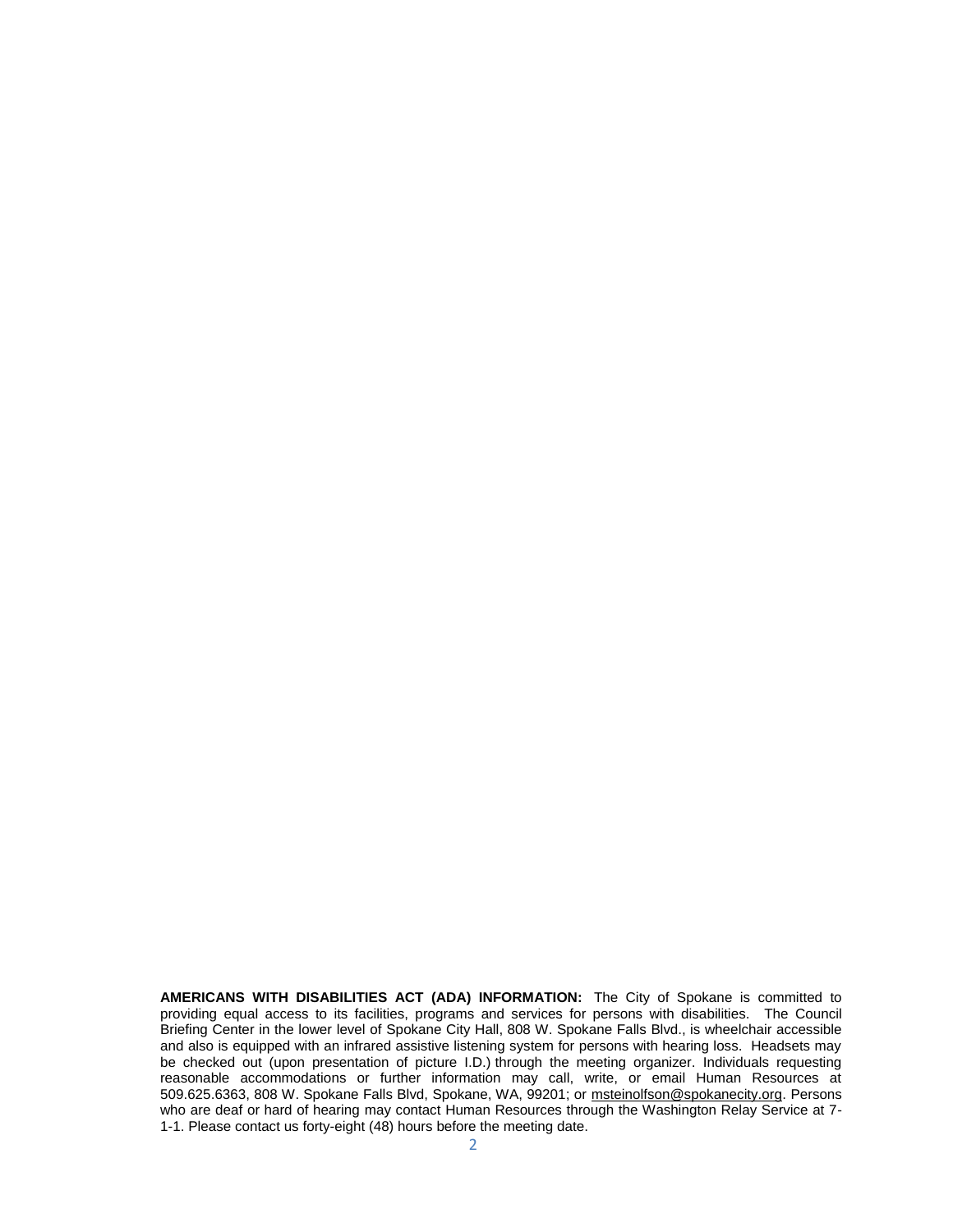**AMERICANS WITH DISABILITIES ACT (ADA) INFORMATION:** The City of Spokane is committed to providing equal access to its facilities, programs and services for persons with disabilities. The Council Briefing Center in the lower level of Spokane City Hall, 808 W. Spokane Falls Blvd., is wheelchair accessible and also is equipped with an infrared assistive listening system for persons with hearing loss. Headsets may be checked out (upon presentation of picture I.D.) through the meeting organizer. Individuals requesting reasonable accommodations or further information may call, write, or email Human Resources at 509.625.6363, 808 W. Spokane Falls Blvd, Spokane, WA, 99201; or msteinolfson@spokanecity.org. Persons who are deaf or hard of hearing may contact Human Resources through the Washington Relay Service at 7-1-1. Please contact us forty-eight (48) hours before the meeting date.